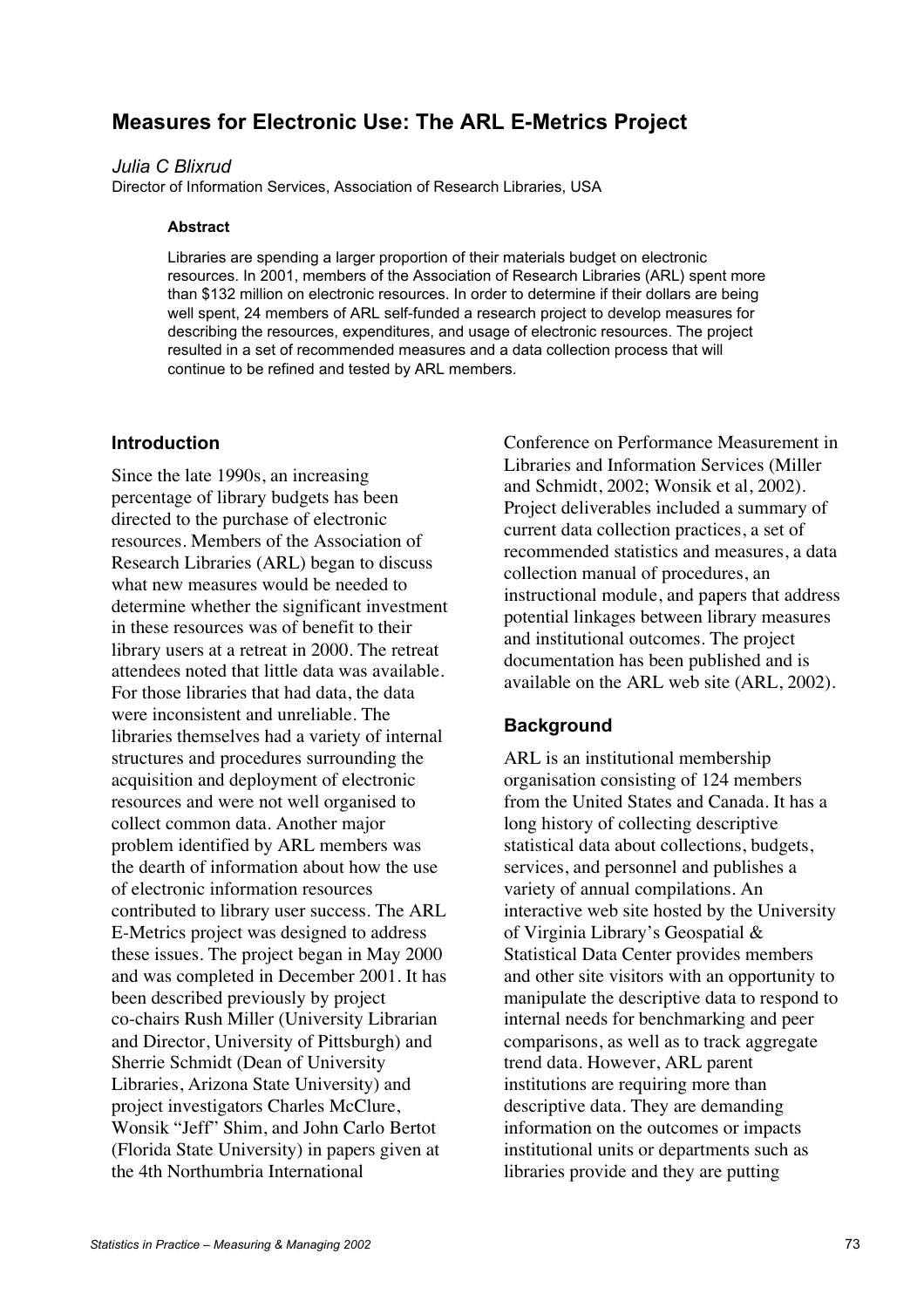# Measures for Electronic Use: The ARL E-Metrics Project

*Julia C Blixrud*
Director of Information Services, Association of Research Libraries, USA

**Abstract**

Libraries are spending a larger proportion of their materials budget on electronic resources. In 2001, members of the Association of Research Libraries (ARL) spent more than $132 million on electronic resources. In order to determine if their dollars are being well spent, 24 members of ARL self-funded a research project to develop measures for describing the resources, expenditures, and usage of electronic resources. The project resulted in a set of recommended measures and a data collection process that will continue to be refined and tested by ARL members.

## Introduction

Since the late 1990s, an increasing percentage of library budgets has been directed to the purchase of electronic resources. Members of the Association of Research Libraries (ARL) began to discuss what new measures would be needed to determine whether the significant investment in these resources was of benefit to their library users at a retreat in 2000. The retreat attendees noted that little data was available. For those libraries that had data, the data were inconsistent and unreliable. The libraries themselves had a variety of internal structures and procedures surrounding the acquisition and deployment of electronic resources and were not well organised to collect common data. Another major problem identified by ARL members was the dearth of information about how the use of electronic information resources contributed to library user success. The ARL E-Metrics project was designed to address these issues. The project began in May 2000 and was completed in December 2001. It has been described previously by project co-chairs Rush Miller (University Librarian and Director, University of Pittsburgh) and Sherrie Schmidt (Dean of University Libraries, Arizona State University) and project investigators Charles McClure, Wonsik "Jeff" Shim, and John Carlo Bertot (Florida State University) in papers given at the 4th Northumbria International Conference on Performance Measurement in Libraries and Information Services (Miller and Schmidt, 2002; Wonsik et al, 2002). Project deliverables included a summary of current data collection practices, a set of recommended statistics and measures, a data collection manual of procedures, an instructional module, and papers that address potential linkages between library measures and institutional outcomes. The project documentation has been published and is available on the ARL web site (ARL, 2002).

## Background

ARL is an institutional membership organisation consisting of 124 members from the United States and Canada. It has a long history of collecting descriptive statistical data about collections, budgets, services, and personnel and publishes a variety of annual compilations. An interactive web site hosted by the University of Virginia Library's Geospatial & Statistical Data Center provides members and other site visitors with an opportunity to manipulate the descriptive data to respond to internal needs for benchmarking and peer comparisons, as well as to track aggregate trend data. However, ARL parent institutions are requiring more than descriptive data. They are demanding information on the outcomes or impacts institutional units or departments such as libraries provide and they are putting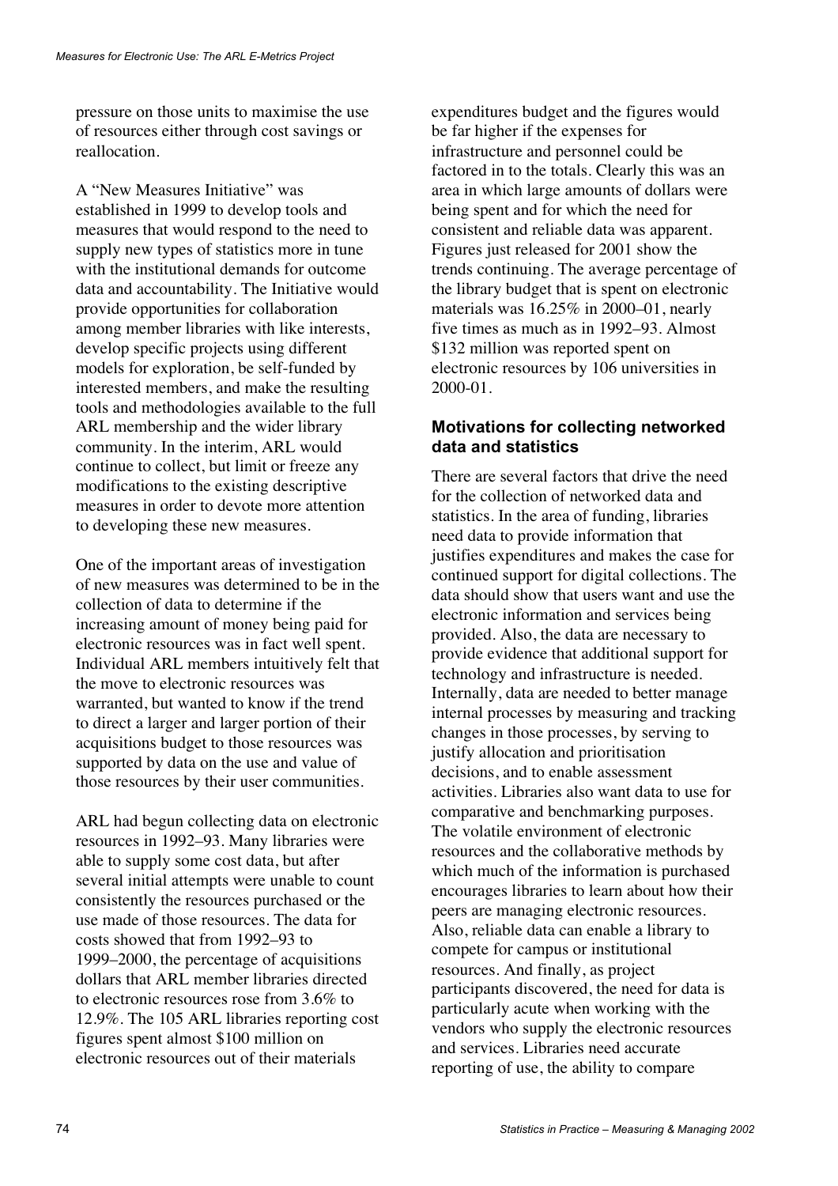pressure on those units to maximise the use of resources either through cost savings or reallocation.

A "New Measures Initiative" was established in 1999 to develop tools and measures that would respond to the need to supply new types of statistics more in tune with the institutional demands for outcome data and accountability. The Initiative would provide opportunities for collaboration among member libraries with like interests, develop specific projects using different models for exploration, be self-funded by interested members, and make the resulting tools and methodologies available to the full ARL membership and the wider library community. In the interim, ARL would continue to collect, but limit or freeze any modifications to the existing descriptive measures in order to devote more attention to developing these new measures.

One of the important areas of investigation of new measures was determined to be in the collection of data to determine if the increasing amount of money being paid for electronic resources was in fact well spent. Individual ARL members intuitively felt that the move to electronic resources was warranted, but wanted to know if the trend to direct a larger and larger portion of their acquisitions budget to those resources was supported by data on the use and value of those resources by their user communities.

ARL had begun collecting data on electronic resources in 1992–93. Many libraries were able to supply some cost data, but after several initial attempts were unable to count consistently the resources purchased or the use made of those resources. The data for costs showed that from 1992–93 to 1999–2000, the percentage of acquisitions dollars that ARL member libraries directed to electronic resources rose from 3.6% to 12.9%. The 105 ARL libraries reporting cost figures spent almost $100 million on electronic resources out of their materials expenditures budget and the figures would be far higher if the expenses for infrastructure and personnel could be factored in to the totals. Clearly this was an area in which large amounts of dollars were being spent and for which the need for consistent and reliable data was apparent. Figures just released for 2001 show the trends continuing. The average percentage of the library budget that is spent on electronic materials was 16.25% in 2000–01, nearly five times as much as in 1992–93. Almost $132 million was reported spent on electronic resources by 106 universities in 2000-01.

## Motivations for collecting networked data and statistics

There are several factors that drive the need for the collection of networked data and statistics. In the area of funding, libraries need data to provide information that justifies expenditures and makes the case for continued support for digital collections. The data should show that users want and use the electronic information and services being provided. Also, the data are necessary to provide evidence that additional support for technology and infrastructure is needed. Internally, data are needed to better manage internal processes by measuring and tracking changes in those processes, by serving to justify allocation and prioritisation decisions, and to enable assessment activities. Libraries also want data to use for comparative and benchmarking purposes. The volatile environment of electronic resources and the collaborative methods by which much of the information is purchased encourages libraries to learn about how their peers are managing electronic resources. Also, reliable data can enable a library to compete for campus or institutional resources. And finally, as project participants discovered, the need for data is particularly acute when working with the vendors who supply the electronic resources and services. Libraries need accurate reporting of use, the ability to compare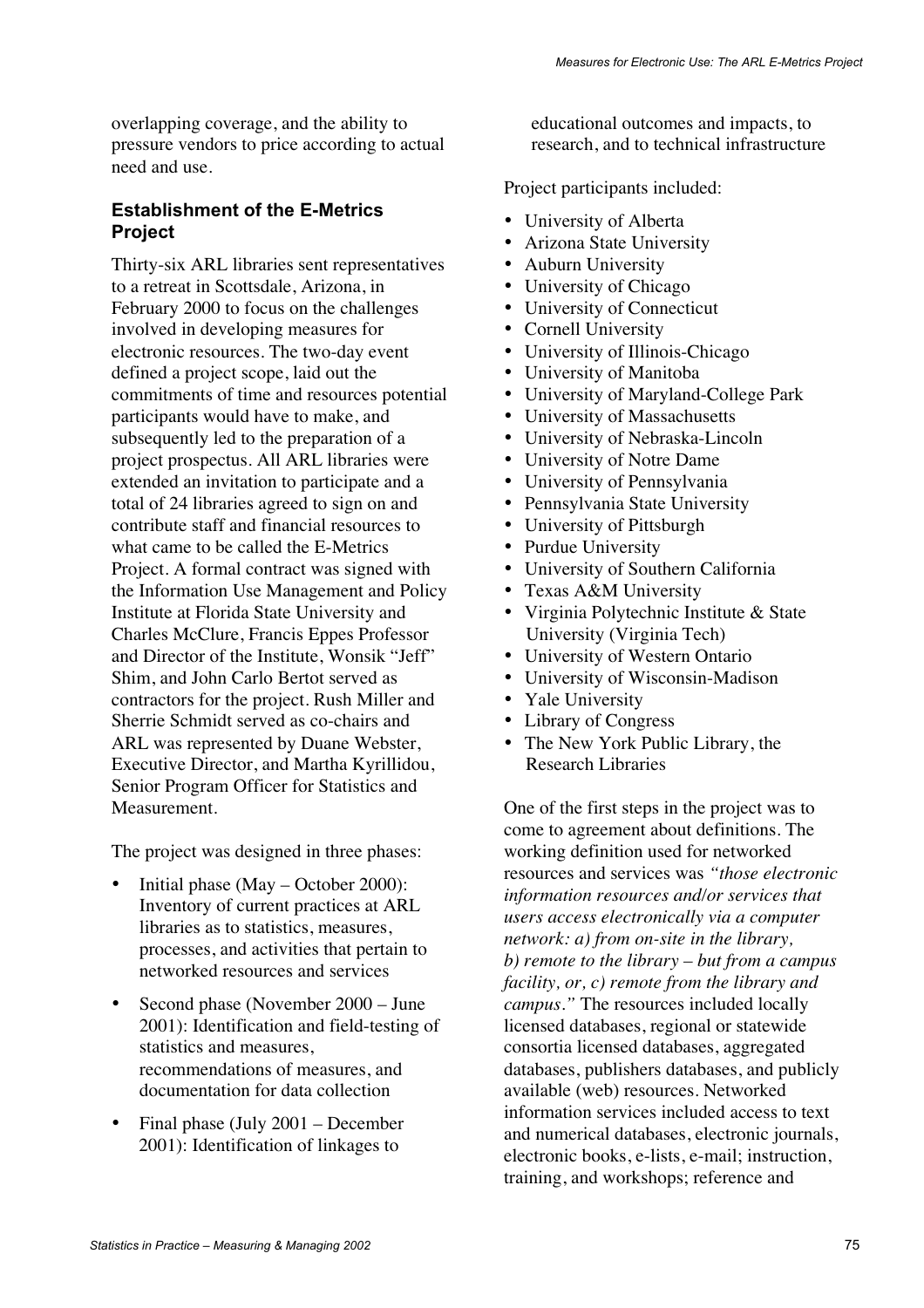overlapping coverage, and the ability to pressure vendors to price according to actual need and use.

### Establishment of the E-Metrics Project

Thirty-six ARL libraries sent representatives to a retreat in Scottsdale, Arizona, in February 2000 to focus on the challenges involved in developing measures for electronic resources. The two-day event defined a project scope, laid out the commitments of time and resources potential participants would have to make, and subsequently led to the preparation of a project prospectus. All ARL libraries were extended an invitation to participate and a total of 24 libraries agreed to sign on and contribute staff and financial resources to what came to be called the E-Metrics Project. A formal contract was signed with the Information Use Management and Policy Institute at Florida State University and Charles McClure, Francis Eppes Professor and Director of the Institute, Wonsik "Jeff" Shim, and John Carlo Bertot served as contractors for the project. Rush Miller and Sherrie Schmidt served as co-chairs and ARL was represented by Duane Webster, Executive Director, and Martha Kyrillidou, Senior Program Officer for Statistics and Measurement.

The project was designed in three phases:

- Initial phase (May – October 2000): Inventory of current practices at ARL libraries as to statistics, measures, processes, and activities that pertain to networked resources and services
- Second phase (November 2000 – June 2001): Identification and field-testing of statistics and measures, recommendations of measures, and documentation for data collection
- Final phase (July 2001 – December 2001): Identification of linkages to educational outcomes and impacts, to research, and to technical infrastructure

Project participants included:

- University of Alberta
- Arizona State University
- Auburn University
- University of Chicago
- University of Connecticut
- Cornell University
- University of Illinois-Chicago
- University of Manitoba
- University of Maryland-College Park
- University of Massachusetts
- University of Nebraska-Lincoln
- University of Notre Dame
- University of Pennsylvania
- Pennsylvania State University
- University of Pittsburgh
- Purdue University
- University of Southern California
- Texas A&M University
- Virginia Polytechnic Institute & State University (Virginia Tech)
- University of Western Ontario
- University of Wisconsin-Madison
- Yale University
- Library of Congress
- The New York Public Library, the Research Libraries

One of the first steps in the project was to come to agreement about definitions. The working definition used for networked resources and services was *"those electronic information resources and/or services that users access electronically via a computer network: a) from on-site in the library, b) remote to the library – but from a campus facility, or, c) remote from the library and campus."* The resources included locally licensed databases, regional or statewide consortia licensed databases, aggregated databases, publishers databases, and publicly available (web) resources. Networked information services included access to text and numerical databases, electronic journals, electronic books, e-lists, e-mail; instruction, training, and workshops; reference and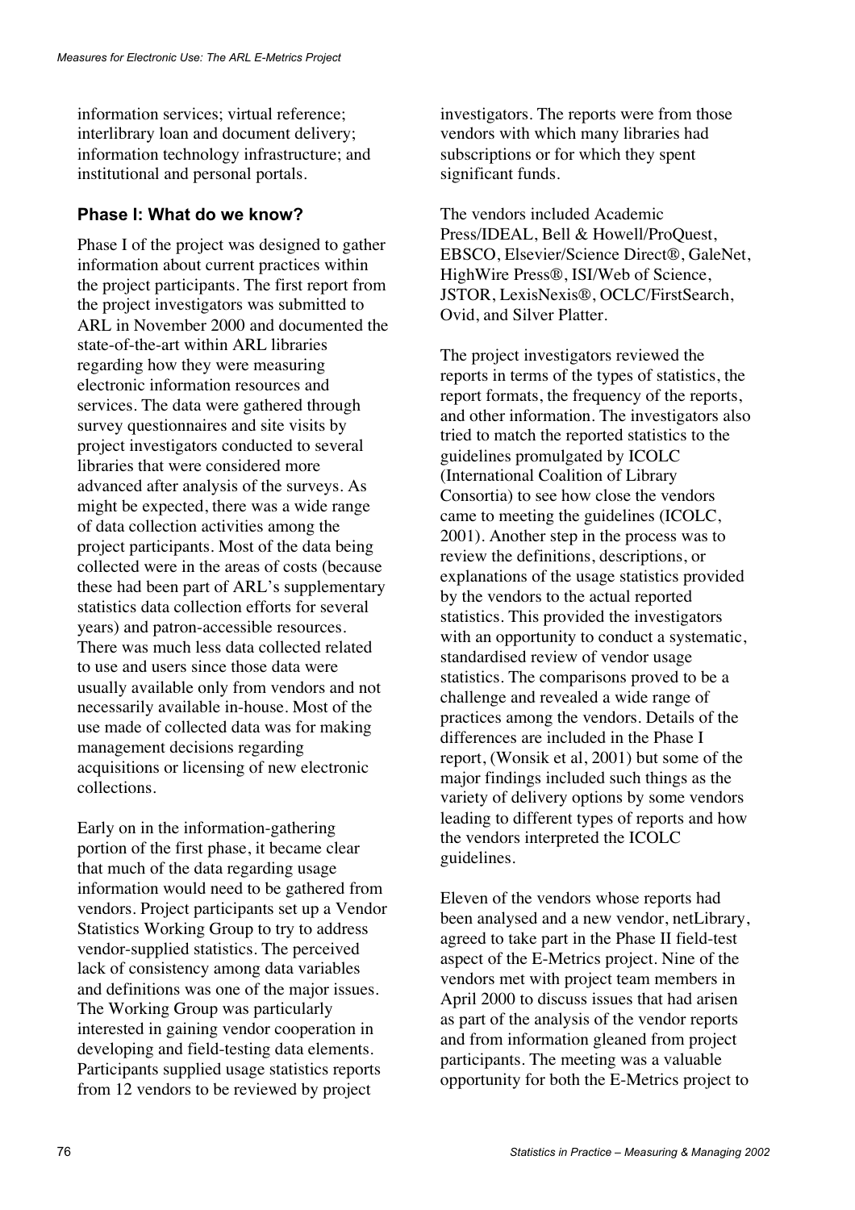information services; virtual reference; interlibrary loan and document delivery; information technology infrastructure; and institutional and personal portals.

### Phase I: What do we know?

Phase I of the project was designed to gather information about current practices within the project participants. The first report from the project investigators was submitted to ARL in November 2000 and documented the state-of-the-art within ARL libraries regarding how they were measuring electronic information resources and services. The data were gathered through survey questionnaires and site visits by project investigators conducted to several libraries that were considered more advanced after analysis of the surveys. As might be expected, there was a wide range of data collection activities among the project participants. Most of the data being collected were in the areas of costs (because these had been part of ARL's supplementary statistics data collection efforts for several years) and patron-accessible resources. There was much less data collected related to use and users since those data were usually available only from vendors and not necessarily available in-house. Most of the use made of collected data was for making management decisions regarding acquisitions or licensing of new electronic collections.

Early on in the information-gathering portion of the first phase, it became clear that much of the data regarding usage information would need to be gathered from vendors. Project participants set up a Vendor Statistics Working Group to try to address vendor-supplied statistics. The perceived lack of consistency among data variables and definitions was one of the major issues. The Working Group was particularly interested in gaining vendor cooperation in developing and field-testing data elements. Participants supplied usage statistics reports from 12 vendors to be reviewed by project investigators. The reports were from those vendors with which many libraries had subscriptions or for which they spent significant funds.

The vendors included Academic Press/IDEAL, Bell & Howell/ProQuest, EBSCO, Elsevier/Science Direct®, GaleNet, HighWire Press®, ISI/Web of Science, JSTOR, LexisNexis®, OCLC/FirstSearch, Ovid, and Silver Platter.

The project investigators reviewed the reports in terms of the types of statistics, the report formats, the frequency of the reports, and other information. The investigators also tried to match the reported statistics to the guidelines promulgated by ICOLC (International Coalition of Library Consortia) to see how close the vendors came to meeting the guidelines (ICOLC, 2001). Another step in the process was to review the definitions, descriptions, or explanations of the usage statistics provided by the vendors to the actual reported statistics. This provided the investigators with an opportunity to conduct a systematic, standardised review of vendor usage statistics. The comparisons proved to be a challenge and revealed a wide range of practices among the vendors. Details of the differences are included in the Phase I report, (Wonsik et al, 2001) but some of the major findings included such things as the variety of delivery options by some vendors leading to different types of reports and how the vendors interpreted the ICOLC guidelines.

Eleven of the vendors whose reports had been analysed and a new vendor, netLibrary, agreed to take part in the Phase II field-test aspect of the E-Metrics project. Nine of the vendors met with project team members in April 2000 to discuss issues that had arisen as part of the analysis of the vendor reports and from information gleaned from project participants. The meeting was a valuable opportunity for both the E-Metrics project to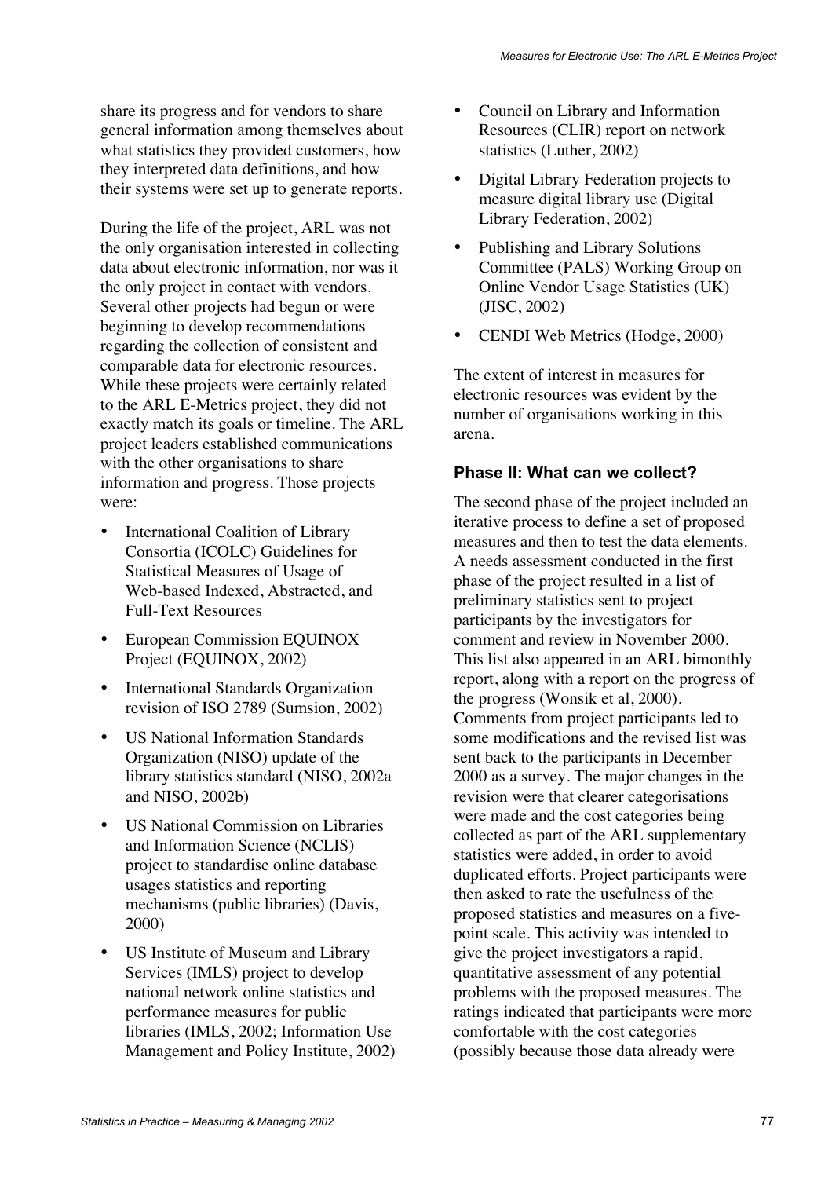share its progress and for vendors to share general information among themselves about what statistics they provided customers, how they interpreted data definitions, and how their systems were set up to generate reports.

During the life of the project, ARL was not the only organisation interested in collecting data about electronic information, nor was it the only project in contact with vendors. Several other projects had begun or were beginning to develop recommendations regarding the collection of consistent and comparable data for electronic resources. While these projects were certainly related to the ARL E-Metrics project, they did not exactly match its goals or timeline. The ARL project leaders established communications with the other organisations to share information and progress. Those projects were:

- International Coalition of Library Consortia (ICOLC) Guidelines for Statistical Measures of Usage of Web-based Indexed, Abstracted, and Full-Text Resources
- European Commission EQUINOX Project (EQUINOX, 2002)
- International Standards Organization revision of ISO 2789 (Sumsion, 2002)
- US National Information Standards Organization (NISO) update of the library statistics standard (NISO, 2002a and NISO, 2002b)
- US National Commission on Libraries and Information Science (NCLIS) project to standardise online database usages statistics and reporting mechanisms (public libraries) (Davis, 2000)
- US Institute of Museum and Library Services (IMLS) project to develop national network online statistics and performance measures for public libraries (IMLS, 2002; Information Use Management and Policy Institute, 2002)
- Council on Library and Information Resources (CLIR) report on network statistics (Luther, 2002)
- Digital Library Federation projects to measure digital library use (Digital Library Federation, 2002)
- Publishing and Library Solutions Committee (PALS) Working Group on Online Vendor Usage Statistics (UK) (JISC, 2002)
- CENDI Web Metrics (Hodge, 2000)

The extent of interest in measures for electronic resources was evident by the number of organisations working in this arena.

### Phase II: What can we collect?

The second phase of the project included an iterative process to define a set of proposed measures and then to test the data elements. A needs assessment conducted in the first phase of the project resulted in a list of preliminary statistics sent to project participants by the investigators for comment and review in November 2000. This list also appeared in an ARL bimonthly report, along with a report on the progress of the progress (Wonsik et al, 2000). Comments from project participants led to some modifications and the revised list was sent back to the participants in December 2000 as a survey. The major changes in the revision were that clearer categorisations were made and the cost categories being collected as part of the ARL supplementary statistics were added, in order to avoid duplicated efforts. Project participants were then asked to rate the usefulness of the proposed statistics and measures on a five-point scale. This activity was intended to give the project investigators a rapid, quantitative assessment of any potential problems with the proposed measures. The ratings indicated that participants were more comfortable with the cost categories (possibly because those data already were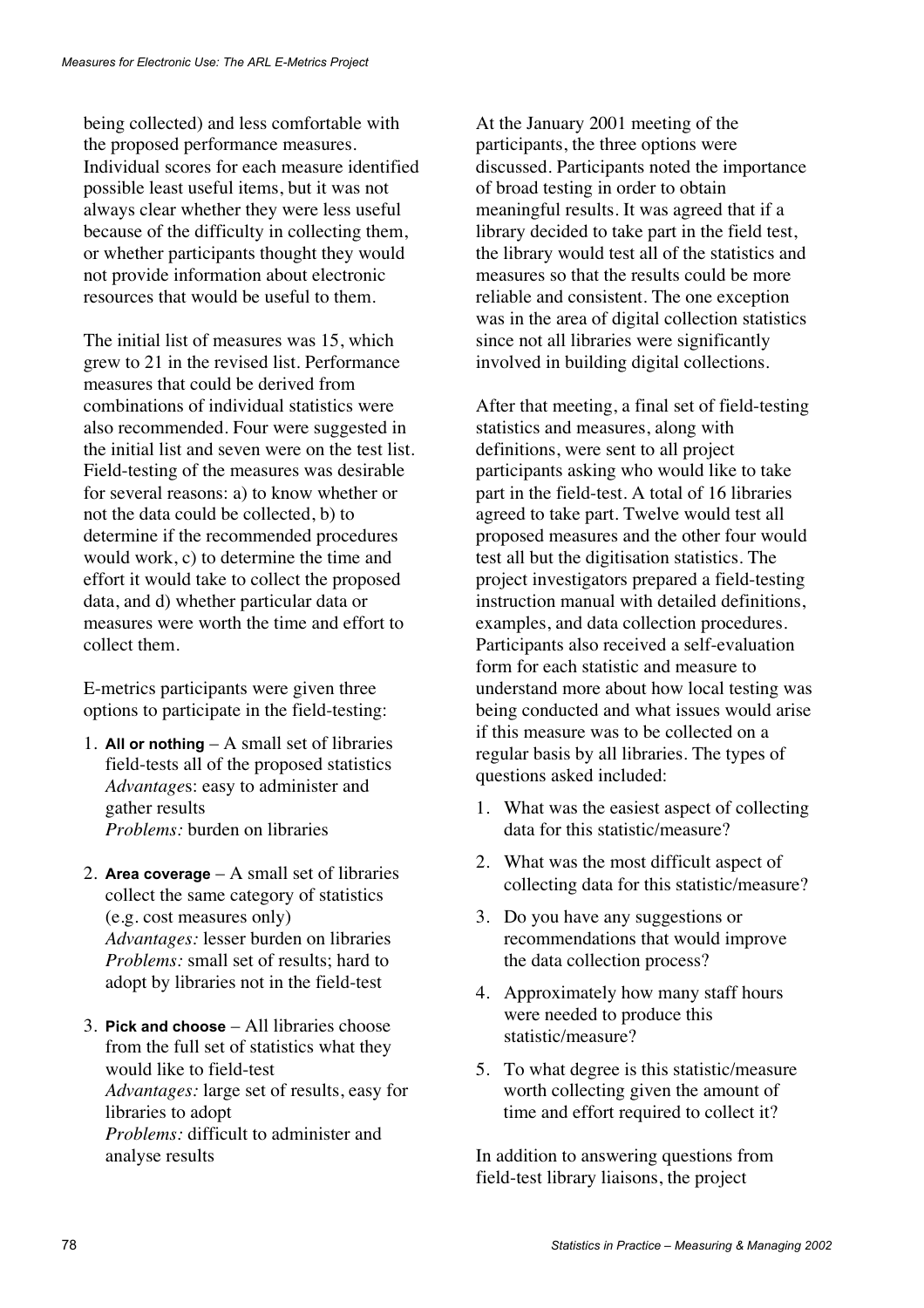being collected) and less comfortable with the proposed performance measures. Individual scores for each measure identified possible least useful items, but it was not always clear whether they were less useful because of the difficulty in collecting them, or whether participants thought they would not provide information about electronic resources that would be useful to them.

The initial list of measures was 15, which grew to 21 in the revised list. Performance measures that could be derived from combinations of individual statistics were also recommended. Four were suggested in the initial list and seven were on the test list. Field-testing of the measures was desirable for several reasons: a) to know whether or not the data could be collected, b) to determine if the recommended procedures would work, c) to determine the time and effort it would take to collect the proposed data, and d) whether particular data or measures were worth the time and effort to collect them.

E-metrics participants were given three options to participate in the field-testing:

1. **All or nothing** – A small set of libraries field-tests all of the proposed statistics
   *Advantages*: easy to administer and gather results
   *Problems:* burden on libraries

2. **Area coverage** – A small set of libraries collect the same category of statistics (e.g. cost measures only)
   *Advantages:* lesser burden on libraries
   *Problems:* small set of results; hard to adopt by libraries not in the field-test

3. **Pick and choose** – All libraries choose from the full set of statistics what they would like to field-test
   *Advantages:* large set of results, easy for libraries to adopt
   *Problems:* difficult to administer and analyse results

At the January 2001 meeting of the participants, the three options were discussed. Participants noted the importance of broad testing in order to obtain meaningful results. It was agreed that if a library decided to take part in the field test, the library would test all of the statistics and measures so that the results could be more reliable and consistent. The one exception was in the area of digital collection statistics since not all libraries were significantly involved in building digital collections.

After that meeting, a final set of field-testing statistics and measures, along with definitions, were sent to all project participants asking who would like to take part in the field-test. A total of 16 libraries agreed to take part. Twelve would test all proposed measures and the other four would test all but the digitisation statistics. The project investigators prepared a field-testing instruction manual with detailed definitions, examples, and data collection procedures. Participants also received a self-evaluation form for each statistic and measure to understand more about how local testing was being conducted and what issues would arise if this measure was to be collected on a regular basis by all libraries. The types of questions asked included:

1. What was the easiest aspect of collecting data for this statistic/measure?
2. What was the most difficult aspect of collecting data for this statistic/measure?
3. Do you have any suggestions or recommendations that would improve the data collection process?
4. Approximately how many staff hours were needed to produce this statistic/measure?
5. To what degree is this statistic/measure worth collecting given the amount of time and effort required to collect it?

In addition to answering questions from field-test library liaisons, the project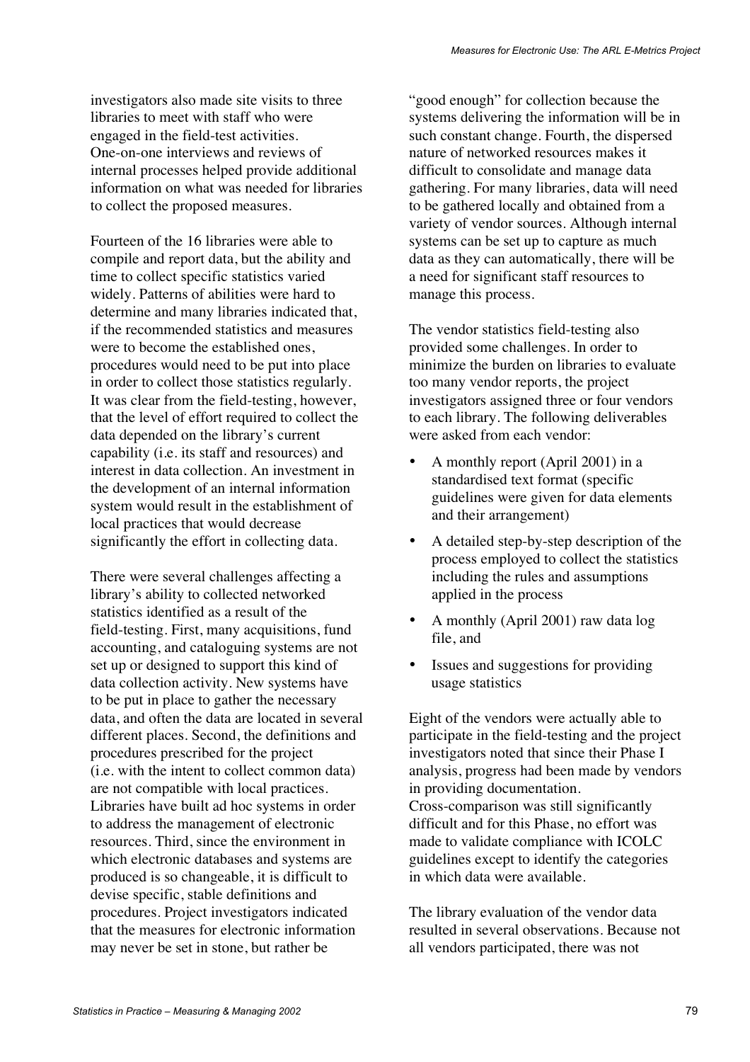investigators also made site visits to three libraries to meet with staff who were engaged in the field-test activities. One-on-one interviews and reviews of internal processes helped provide additional information on what was needed for libraries to collect the proposed measures.

Fourteen of the 16 libraries were able to compile and report data, but the ability and time to collect specific statistics varied widely. Patterns of abilities were hard to determine and many libraries indicated that, if the recommended statistics and measures were to become the established ones, procedures would need to be put into place in order to collect those statistics regularly. It was clear from the field-testing, however, that the level of effort required to collect the data depended on the library's current capability (i.e. its staff and resources) and interest in data collection. An investment in the development of an internal information system would result in the establishment of local practices that would decrease significantly the effort in collecting data.

There were several challenges affecting a library's ability to collected networked statistics identified as a result of the field-testing. First, many acquisitions, fund accounting, and cataloguing systems are not set up or designed to support this kind of data collection activity. New systems have to be put in place to gather the necessary data, and often the data are located in several different places. Second, the definitions and procedures prescribed for the project (i.e. with the intent to collect common data) are not compatible with local practices. Libraries have built ad hoc systems in order to address the management of electronic resources. Third, since the environment in which electronic databases and systems are produced is so changeable, it is difficult to devise specific, stable definitions and procedures. Project investigators indicated that the measures for electronic information may never be set in stone, but rather be "good enough" for collection because the systems delivering the information will be in such constant change. Fourth, the dispersed nature of networked resources makes it difficult to consolidate and manage data gathering. For many libraries, data will need to be gathered locally and obtained from a variety of vendor sources. Although internal systems can be set up to capture as much data as they can automatically, there will be a need for significant staff resources to manage this process.

The vendor statistics field-testing also provided some challenges. In order to minimize the burden on libraries to evaluate too many vendor reports, the project investigators assigned three or four vendors to each library. The following deliverables were asked from each vendor:

- A monthly report (April 2001) in a standardised text format (specific guidelines were given for data elements and their arrangement)
- A detailed step-by-step description of the process employed to collect the statistics including the rules and assumptions applied in the process
- A monthly (April 2001) raw data log file, and
- Issues and suggestions for providing usage statistics

Eight of the vendors were actually able to participate in the field-testing and the project investigators noted that since their Phase I analysis, progress had been made by vendors in providing documentation. Cross-comparison was still significantly difficult and for this Phase, no effort was made to validate compliance with ICOLC guidelines except to identify the categories in which data were available.

The library evaluation of the vendor data resulted in several observations. Because not all vendors participated, there was not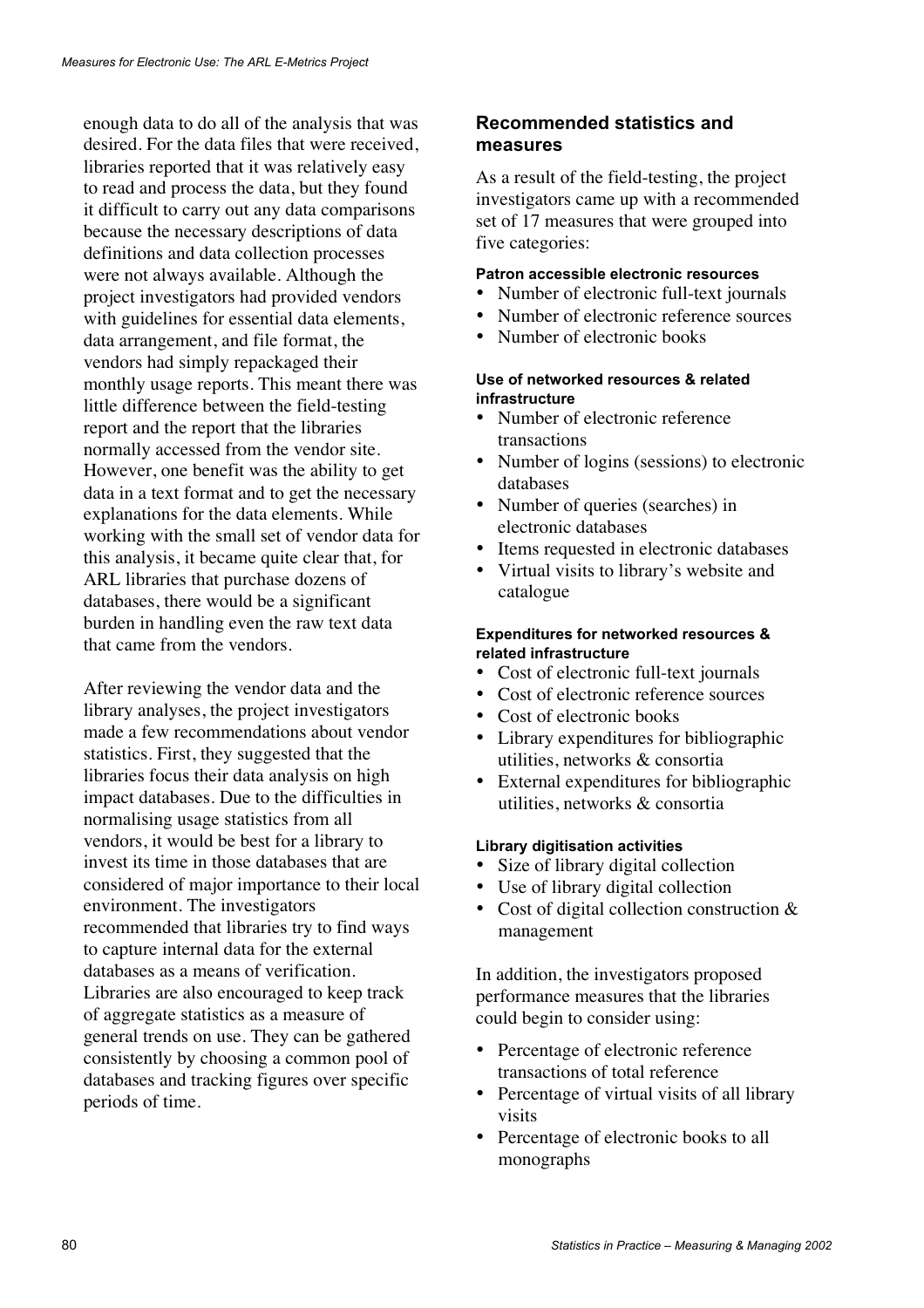enough data to do all of the analysis that was desired. For the data files that were received, libraries reported that it was relatively easy to read and process the data, but they found it difficult to carry out any data comparisons because the necessary descriptions of data definitions and data collection processes were not always available. Although the project investigators had provided vendors with guidelines for essential data elements, data arrangement, and file format, the vendors had simply repackaged their monthly usage reports. This meant there was little difference between the field-testing report and the report that the libraries normally accessed from the vendor site. However, one benefit was the ability to get data in a text format and to get the necessary explanations for the data elements. While working with the small set of vendor data for this analysis, it became quite clear that, for ARL libraries that purchase dozens of databases, there would be a significant burden in handling even the raw text data that came from the vendors.

After reviewing the vendor data and the library analyses, the project investigators made a few recommendations about vendor statistics. First, they suggested that the libraries focus their data analysis on high impact databases. Due to the difficulties in normalising usage statistics from all vendors, it would be best for a library to invest its time in those databases that are considered of major importance to their local environment. The investigators recommended that libraries try to find ways to capture internal data for the external databases as a means of verification. Libraries are also encouraged to keep track of aggregate statistics as a measure of general trends on use. They can be gathered consistently by choosing a common pool of databases and tracking figures over specific periods of time.

### Recommended statistics and measures

As a result of the field-testing, the project investigators came up with a recommended set of 17 measures that were grouped into five categories:

#### Patron accessible electronic resources

- Number of electronic full-text journals
- Number of electronic reference sources
- Number of electronic books

#### Use of networked resources & related infrastructure

- Number of electronic reference transactions
- Number of logins (sessions) to electronic databases
- Number of queries (searches) in electronic databases
- Items requested in electronic databases
- Virtual visits to library's website and catalogue

#### Expenditures for networked resources & related infrastructure

- Cost of electronic full-text journals
- Cost of electronic reference sources
- Cost of electronic books
- Library expenditures for bibliographic utilities, networks & consortia
- External expenditures for bibliographic utilities, networks & consortia

#### Library digitisation activities

- Size of library digital collection
- Use of library digital collection
- Cost of digital collection construction & management

In addition, the investigators proposed performance measures that the libraries could begin to consider using:

- Percentage of electronic reference transactions of total reference
- Percentage of virtual visits of all library visits
- Percentage of electronic books to all monographs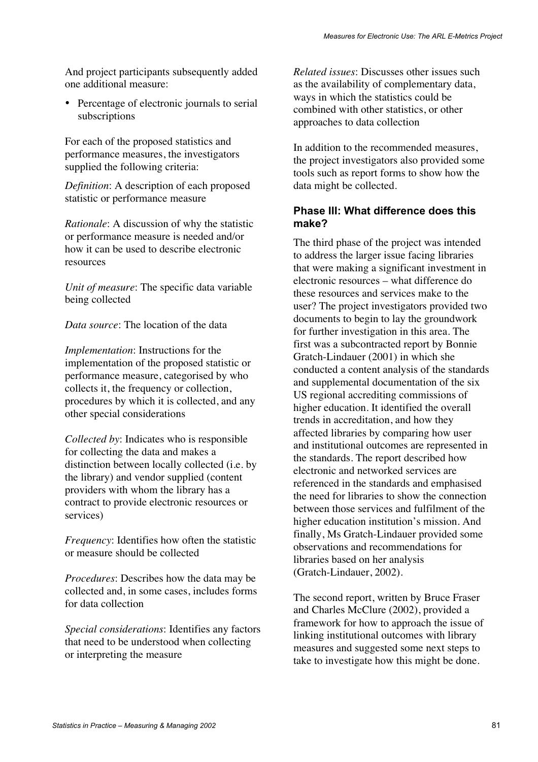And project participants subsequently added one additional measure:

- Percentage of electronic journals to serial subscriptions

For each of the proposed statistics and performance measures, the investigators supplied the following criteria:

*Definition*: A description of each proposed statistic or performance measure

*Rationale*: A discussion of why the statistic or performance measure is needed and/or how it can be used to describe electronic resources

*Unit of measure*: The specific data variable being collected

*Data source*: The location of the data

*Implementation*: Instructions for the implementation of the proposed statistic or performance measure, categorised by who collects it, the frequency or collection, procedures by which it is collected, and any other special considerations

*Collected by*: Indicates who is responsible for collecting the data and makes a distinction between locally collected (i.e. by the library) and vendor supplied (content providers with whom the library has a contract to provide electronic resources or services)

*Frequency*: Identifies how often the statistic or measure should be collected

*Procedures*: Describes how the data may be collected and, in some cases, includes forms for data collection

*Special considerations*: Identifies any factors that need to be understood when collecting or interpreting the measure

*Related issues*: Discusses other issues such as the availability of complementary data, ways in which the statistics could be combined with other statistics, or other approaches to data collection

In addition to the recommended measures, the project investigators also provided some tools such as report forms to show how the data might be collected.

### Phase III: What difference does this make?

The third phase of the project was intended to address the larger issue facing libraries that were making a significant investment in electronic resources – what difference do these resources and services make to the user? The project investigators provided two documents to begin to lay the groundwork for further investigation in this area. The first was a subcontracted report by Bonnie Gratch-Lindauer (2001) in which she conducted a content analysis of the standards and supplemental documentation of the six US regional accrediting commissions of higher education. It identified the overall trends in accreditation, and how they affected libraries by comparing how user and institutional outcomes are represented in the standards. The report described how electronic and networked services are referenced in the standards and emphasised the need for libraries to show the connection between those services and fulfilment of the higher education institution's mission. And finally, Ms Gratch-Lindauer provided some observations and recommendations for libraries based on her analysis (Gratch-Lindauer, 2002).

The second report, written by Bruce Fraser and Charles McClure (2002), provided a framework for how to approach the issue of linking institutional outcomes with library measures and suggested some next steps to take to investigate how this might be done.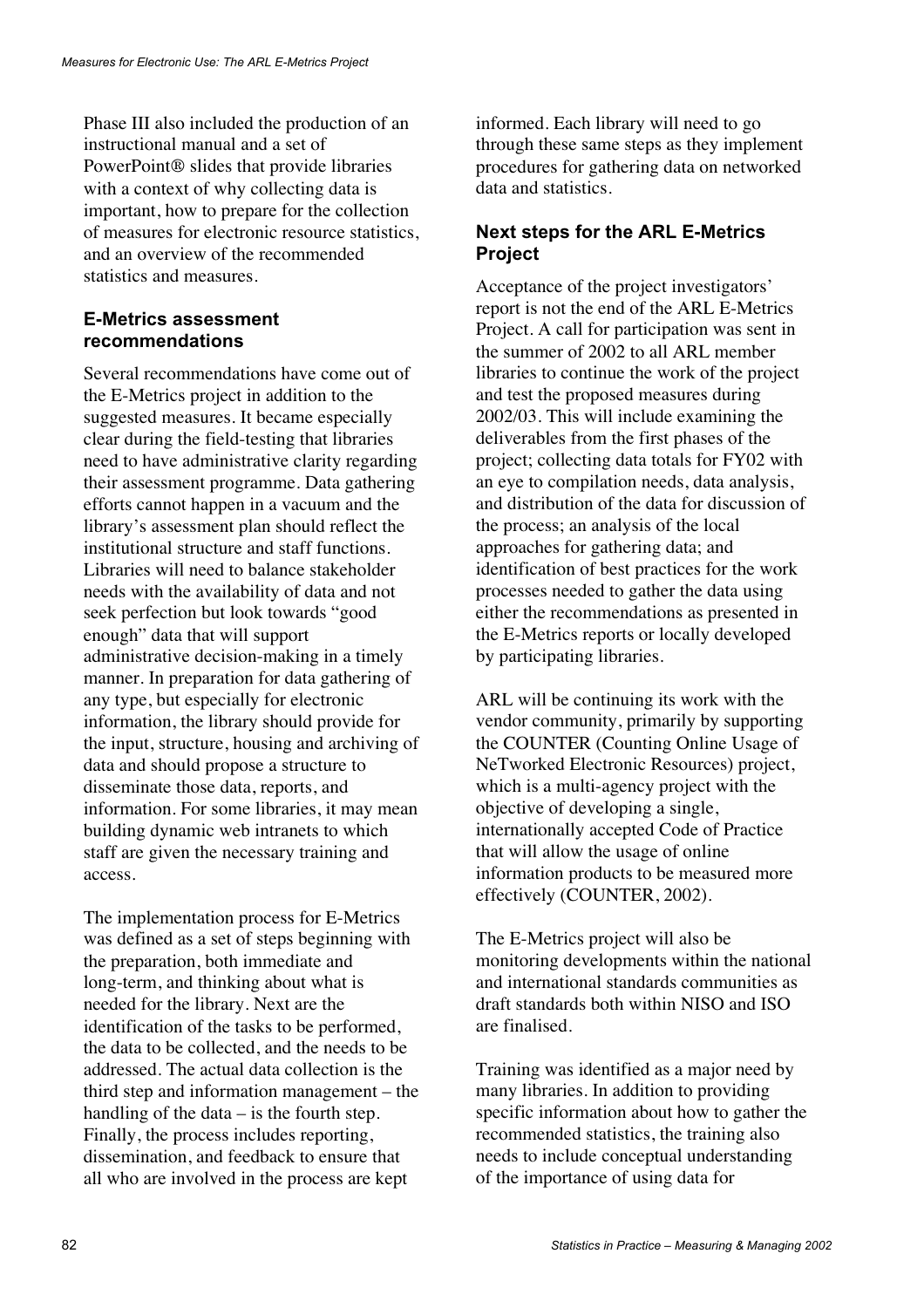Phase III also included the production of an instructional manual and a set of PowerPoint® slides that provide libraries with a context of why collecting data is important, how to prepare for the collection of measures for electronic resource statistics, and an overview of the recommended statistics and measures.

### E-Metrics assessment recommendations

Several recommendations have come out of the E-Metrics project in addition to the suggested measures. It became especially clear during the field-testing that libraries need to have administrative clarity regarding their assessment programme. Data gathering efforts cannot happen in a vacuum and the library's assessment plan should reflect the institutional structure and staff functions. Libraries will need to balance stakeholder needs with the availability of data and not seek perfection but look towards "good enough" data that will support administrative decision-making in a timely manner. In preparation for data gathering of any type, but especially for electronic information, the library should provide for the input, structure, housing and archiving of data and should propose a structure to disseminate those data, reports, and information. For some libraries, it may mean building dynamic web intranets to which staff are given the necessary training and access.

The implementation process for E-Metrics was defined as a set of steps beginning with the preparation, both immediate and long-term, and thinking about what is needed for the library. Next are the identification of the tasks to be performed, the data to be collected, and the needs to be addressed. The actual data collection is the third step and information management – the handling of the data – is the fourth step. Finally, the process includes reporting, dissemination, and feedback to ensure that all who are involved in the process are kept informed. Each library will need to go through these same steps as they implement procedures for gathering data on networked data and statistics.

### Next steps for the ARL E-Metrics Project

Acceptance of the project investigators' report is not the end of the ARL E-Metrics Project. A call for participation was sent in the summer of 2002 to all ARL member libraries to continue the work of the project and test the proposed measures during 2002/03. This will include examining the deliverables from the first phases of the project; collecting data totals for FY02 with an eye to compilation needs, data analysis, and distribution of the data for discussion of the process; an analysis of the local approaches for gathering data; and identification of best practices for the work processes needed to gather the data using either the recommendations as presented in the E-Metrics reports or locally developed by participating libraries.

ARL will be continuing its work with the vendor community, primarily by supporting the COUNTER (Counting Online Usage of NeTworked Electronic Resources) project, which is a multi-agency project with the objective of developing a single, internationally accepted Code of Practice that will allow the usage of online information products to be measured more effectively (COUNTER, 2002).

The E-Metrics project will also be monitoring developments within the national and international standards communities as draft standards both within NISO and ISO are finalised.

Training was identified as a major need by many libraries. In addition to providing specific information about how to gather the recommended statistics, the training also needs to include conceptual understanding of the importance of using data for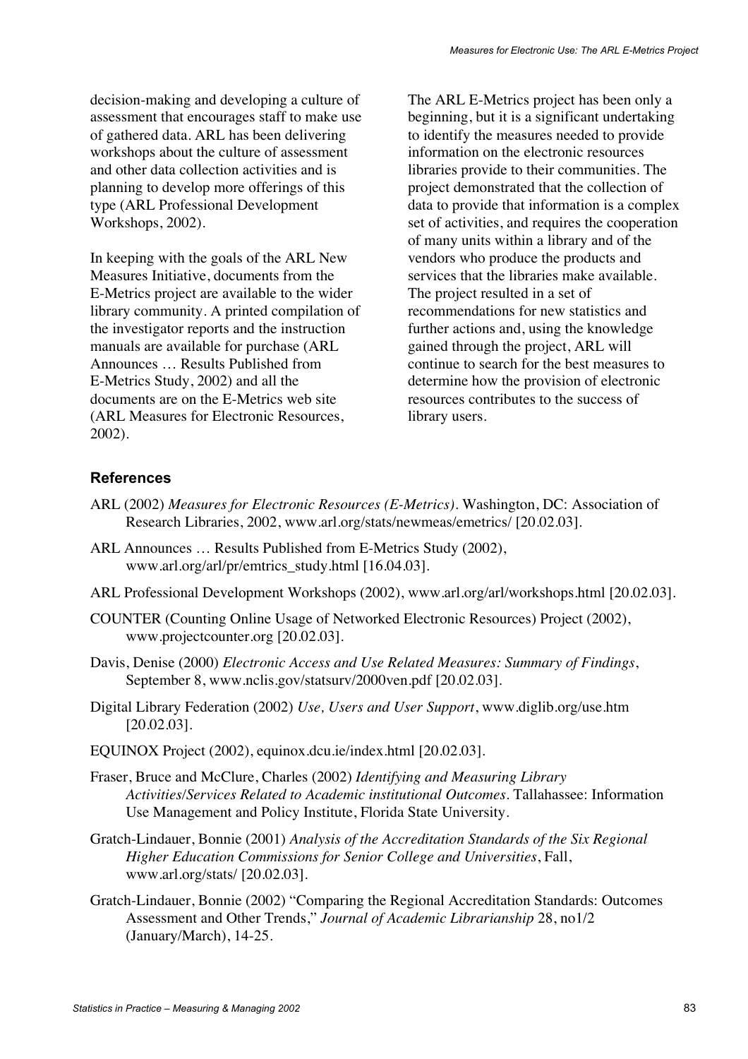decision-making and developing a culture of assessment that encourages staff to make use of gathered data. ARL has been delivering workshops about the culture of assessment and other data collection activities and is planning to develop more offerings of this type (ARL Professional Development Workshops, 2002).

In keeping with the goals of the ARL New Measures Initiative, documents from the E-Metrics project are available to the wider library community. A printed compilation of the investigator reports and the instruction manuals are available for purchase (ARL Announces … Results Published from E-Metrics Study, 2002) and all the documents are on the E-Metrics web site (ARL Measures for Electronic Resources, 2002).

The ARL E-Metrics project has been only a beginning, but it is a significant undertaking to identify the measures needed to provide information on the electronic resources libraries provide to their communities. The project demonstrated that the collection of data to provide that information is a complex set of activities, and requires the cooperation of many units within a library and of the vendors who produce the products and services that the libraries make available. The project resulted in a set of recommendations for new statistics and further actions and, using the knowledge gained through the project, ARL will continue to search for the best measures to determine how the provision of electronic resources contributes to the success of library users.

### References

ARL (2002) *Measures for Electronic Resources (E-Metrics)*. Washington, DC: Association of Research Libraries, 2002, www.arl.org/stats/newmeas/emetrics/ [20.02.03].

ARL Announces … Results Published from E-Metrics Study (2002), www.arl.org/arl/pr/emtrics_study.html [16.04.03].

ARL Professional Development Workshops (2002), www.arl.org/arl/workshops.html [20.02.03].

COUNTER (Counting Online Usage of Networked Electronic Resources) Project (2002), www.projectcounter.org [20.02.03].

Davis, Denise (2000) *Electronic Access and Use Related Measures: Summary of Findings*, September 8, www.nclis.gov/statsurv/2000ven.pdf [20.02.03].

Digital Library Federation (2002) *Use, Users and User Support*, www.diglib.org/use.htm [20.02.03].

EQUINOX Project (2002), equinox.dcu.ie/index.html [20.02.03].

Fraser, Bruce and McClure, Charles (2002) *Identifying and Measuring Library Activities/Services Related to Academic institutional Outcomes*. Tallahassee: Information Use Management and Policy Institute, Florida State University.

Gratch-Lindauer, Bonnie (2001) *Analysis of the Accreditation Standards of the Six Regional Higher Education Commissions for Senior College and Universities*, Fall, www.arl.org/stats/ [20.02.03].

Gratch-Lindauer, Bonnie (2002) "Comparing the Regional Accreditation Standards: Outcomes Assessment and Other Trends," *Journal of Academic Librarianship* 28, no1/2 (January/March), 14-25.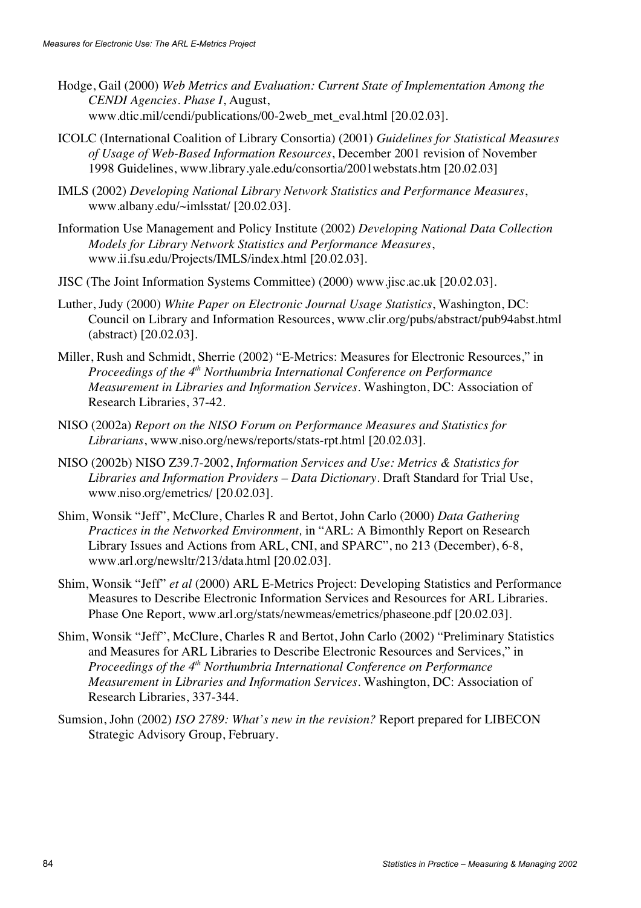Hodge, Gail (2000) *Web Metrics and Evaluation: Current State of Implementation Among the CENDI Agencies. Phase I*, August, www.dtic.mil/cendi/publications/00-2web_met_eval.html [20.02.03].

ICOLC (International Coalition of Library Consortia) (2001) *Guidelines for Statistical Measures of Usage of Web-Based Information Resources*, December 2001 revision of November 1998 Guidelines, www.library.yale.edu/consortia/2001webstats.htm [20.02.03]

IMLS (2002) *Developing National Library Network Statistics and Performance Measures*, www.albany.edu/~imlsstat/ [20.02.03].

Information Use Management and Policy Institute (2002) *Developing National Data Collection Models for Library Network Statistics and Performance Measures*, www.ii.fsu.edu/Projects/IMLS/index.html [20.02.03].

JISC (The Joint Information Systems Committee) (2000) www.jisc.ac.uk [20.02.03].

Luther, Judy (2000) *White Paper on Electronic Journal Usage Statistics*, Washington, DC: Council on Library and Information Resources, www.clir.org/pubs/abstract/pub94abst.html (abstract) [20.02.03].

Miller, Rush and Schmidt, Sherrie (2002) "E-Metrics: Measures for Electronic Resources," in *Proceedings of the 4th Northumbria International Conference on Performance Measurement in Libraries and Information Services*. Washington, DC: Association of Research Libraries, 37-42.

NISO (2002a) *Report on the NISO Forum on Performance Measures and Statistics for Librarians*, www.niso.org/news/reports/stats-rpt.html [20.02.03].

NISO (2002b) NISO Z39.7-2002, *Information Services and Use: Metrics & Statistics for Libraries and Information Providers – Data Dictionary*. Draft Standard for Trial Use, www.niso.org/emetrics/ [20.02.03].

Shim, Wonsik "Jeff", McClure, Charles R and Bertot, John Carlo (2000) *Data Gathering Practices in the Networked Environment,* in "ARL: A Bimonthly Report on Research Library Issues and Actions from ARL, CNI, and SPARC", no 213 (December), 6-8, www.arl.org/newsltr/213/data.html [20.02.03].

Shim, Wonsik "Jeff" *et al* (2000) ARL E-Metrics Project: Developing Statistics and Performance Measures to Describe Electronic Information Services and Resources for ARL Libraries. Phase One Report, www.arl.org/stats/newmeas/emetrics/phaseone.pdf [20.02.03].

Shim, Wonsik "Jeff", McClure, Charles R and Bertot, John Carlo (2002) "Preliminary Statistics and Measures for ARL Libraries to Describe Electronic Resources and Services," in *Proceedings of the 4th Northumbria International Conference on Performance Measurement in Libraries and Information Services*. Washington, DC: Association of Research Libraries, 337-344.

Sumsion, John (2002) *ISO 2789: What's new in the revision?* Report prepared for LIBECON Strategic Advisory Group, February.